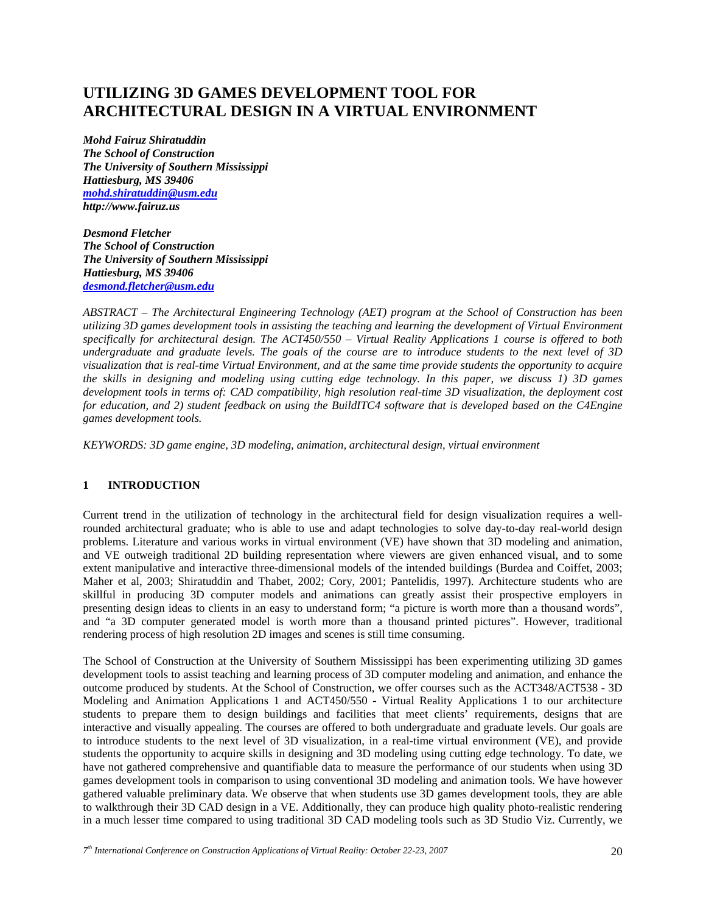# UTILIZING 3D GAMES DEVELOPMENT TOOL FOR ARCHITECTURAL DESIGN IN A VIRTUAL ENVIRONMENT

***Mohd Fairuz Shiratuddin***
***The School of Construction***
***The University of Southern Mississippi***
***Hattiesburg, MS 39406***
***mohd.shiratuddin@usm.edu***
***http://www.fairuz.us***

***Desmond Fletcher***
***The School of Construction***
***The University of Southern Mississippi***
***Hattiesburg, MS 39406***
***desmond.fletcher@usm.edu***

*ABSTRACT – The Architectural Engineering Technology (AET) program at the School of Construction has been utilizing 3D games development tools in assisting the teaching and learning the development of Virtual Environment specifically for architectural design. The ACT450/550 – Virtual Reality Applications 1 course is offered to both undergraduate and graduate levels. The goals of the course are to introduce students to the next level of 3D visualization that is real-time Virtual Environment, and at the same time provide students the opportunity to acquire the skills in designing and modeling using cutting edge technology. In this paper, we discuss 1) 3D games development tools in terms of: CAD compatibility, high resolution real-time 3D visualization, the deployment cost for education, and 2) student feedback on using the BuildITC4 software that is developed based on the C4Engine games development tools.*

*KEYWORDS: 3D game engine, 3D modeling, animation, architectural design, virtual environment*

## 1 INTRODUCTION

Current trend in the utilization of technology in the architectural field for design visualization requires a well-rounded architectural graduate; who is able to use and adapt technologies to solve day-to-day real-world design problems. Literature and various works in virtual environment (VE) have shown that 3D modeling and animation, and VE outweigh traditional 2D building representation where viewers are given enhanced visual, and to some extent manipulative and interactive three-dimensional models of the intended buildings (Burdea and Coiffet, 2003; Maher et al, 2003; Shiratuddin and Thabet, 2002; Cory, 2001; Pantelidis, 1997). Architecture students who are skillful in producing 3D computer models and animations can greatly assist their prospective employers in presenting design ideas to clients in an easy to understand form; "a picture is worth more than a thousand words", and "a 3D computer generated model is worth more than a thousand printed pictures". However, traditional rendering process of high resolution 2D images and scenes is still time consuming.

The School of Construction at the University of Southern Mississippi has been experimenting utilizing 3D games development tools to assist teaching and learning process of 3D computer modeling and animation, and enhance the outcome produced by students. At the School of Construction, we offer courses such as the ACT348/ACT538 - 3D Modeling and Animation Applications 1 and ACT450/550 - Virtual Reality Applications 1 to our architecture students to prepare them to design buildings and facilities that meet clients' requirements, designs that are interactive and visually appealing. The courses are offered to both undergraduate and graduate levels. Our goals are to introduce students to the next level of 3D visualization, in a real-time virtual environment (VE), and provide students the opportunity to acquire skills in designing and 3D modeling using cutting edge technology. To date, we have not gathered comprehensive and quantifiable data to measure the performance of our students when using 3D games development tools in comparison to using conventional 3D modeling and animation tools. We have however gathered valuable preliminary data. We observe that when students use 3D games development tools, they are able to walkthrough their 3D CAD design in a VE. Additionally, they can produce high quality photo-realistic rendering in a much lesser time compared to using traditional 3D CAD modeling tools such as 3D Studio Viz. Currently, we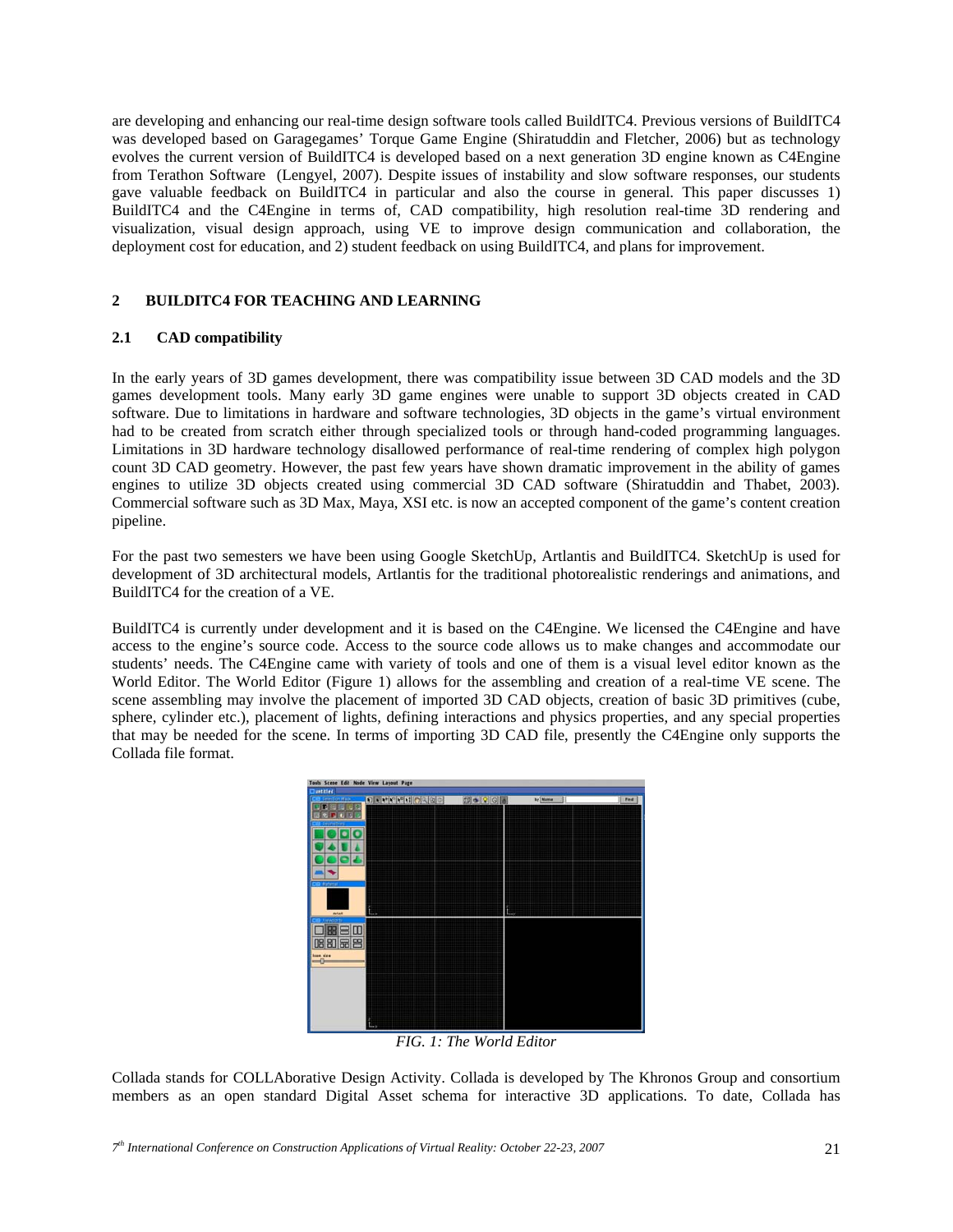are developing and enhancing our real-time design software tools called BuildITC4. Previous versions of BuildITC4 was developed based on Garagegames' Torque Game Engine (Shiratuddin and Fletcher, 2006) but as technology evolves the current version of BuildITC4 is developed based on a next generation 3D engine known as C4Engine from Terathon Software (Lengyel, 2007). Despite issues of instability and slow software responses, our students gave valuable feedback on BuildITC4 in particular and also the course in general. This paper discusses 1) BuildITC4 and the C4Engine in terms of, CAD compatibility, high resolution real-time 3D rendering and visualization, visual design approach, using VE to improve design communication and collaboration, the deployment cost for education, and 2) student feedback on using BuildITC4, and plans for improvement.

## 2 BUILDITC4 FOR TEACHING AND LEARNING

### 2.1 CAD compatibility

In the early years of 3D games development, there was compatibility issue between 3D CAD models and the 3D games development tools. Many early 3D game engines were unable to support 3D objects created in CAD software. Due to limitations in hardware and software technologies, 3D objects in the game's virtual environment had to be created from scratch either through specialized tools or through hand-coded programming languages. Limitations in 3D hardware technology disallowed performance of real-time rendering of complex high polygon count 3D CAD geometry. However, the past few years have shown dramatic improvement in the ability of games engines to utilize 3D objects created using commercial 3D CAD software (Shiratuddin and Thabet, 2003). Commercial software such as 3D Max, Maya, XSI etc. is now an accepted component of the game's content creation pipeline.

For the past two semesters we have been using Google SketchUp, Artlantis and BuildITC4. SketchUp is used for development of 3D architectural models, Artlantis for the traditional photorealistic renderings and animations, and BuildITC4 for the creation of a VE.

BuildITC4 is currently under development and it is based on the C4Engine. We licensed the C4Engine and have access to the engine's source code. Access to the source code allows us to make changes and accommodate our students' needs. The C4Engine came with variety of tools and one of them is a visual level editor known as the World Editor. The World Editor (Figure 1) allows for the assembling and creation of a real-time VE scene. The scene assembling may involve the placement of imported 3D CAD objects, creation of basic 3D primitives (cube, sphere, cylinder etc.), placement of lights, defining interactions and physics properties, and any special properties that may be needed for the scene. In terms of importing 3D CAD file, presently the C4Engine only supports the Collada file format.

*FIG. 1: The World Editor*

Collada stands for COLLAborative Design Activity. Collada is developed by The Khronos Group and consortium members as an open standard Digital Asset schema for interactive 3D applications. To date, Collada has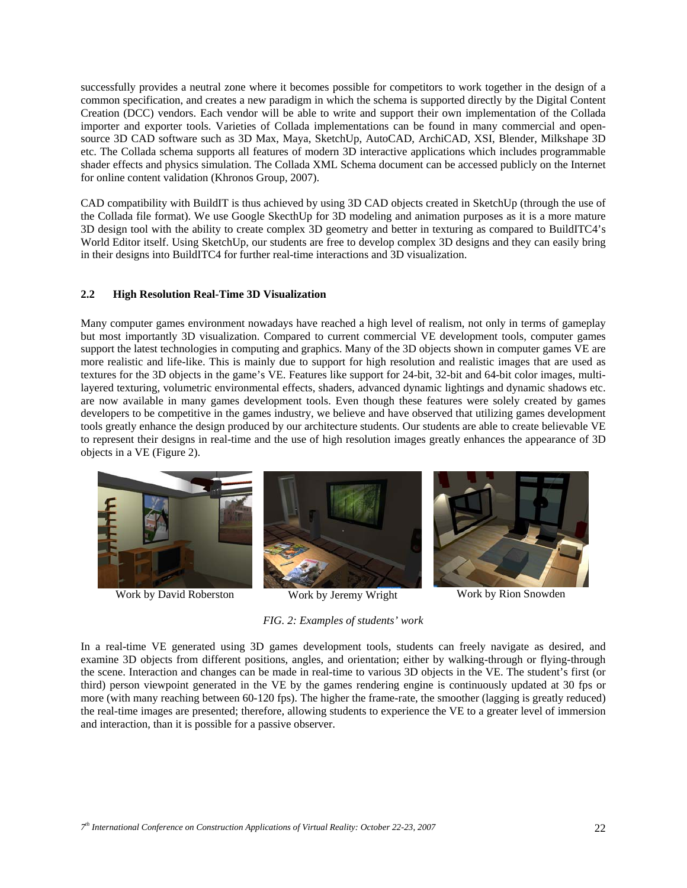successfully provides a neutral zone where it becomes possible for competitors to work together in the design of a common specification, and creates a new paradigm in which the schema is supported directly by the Digital Content Creation (DCC) vendors. Each vendor will be able to write and support their own implementation of the Collada importer and exporter tools. Varieties of Collada implementations can be found in many commercial and open-source 3D CAD software such as 3D Max, Maya, SketchUp, AutoCAD, ArchiCAD, XSI, Blender, Milkshape 3D etc. The Collada schema supports all features of modern 3D interactive applications which includes programmable shader effects and physics simulation. The Collada XML Schema document can be accessed publicly on the Internet for online content validation (Khronos Group, 2007).

CAD compatibility with BuildIT is thus achieved by using 3D CAD objects created in SketchUp (through the use of the Collada file format). We use Google SkecthUp for 3D modeling and animation purposes as it is a more mature 3D design tool with the ability to create complex 3D geometry and better in texturing as compared to BuildITC4's World Editor itself. Using SketchUp, our students are free to develop complex 3D designs and they can easily bring in their designs into BuildITC4 for further real-time interactions and 3D visualization.

### 2.2 High Resolution Real-Time 3D Visualization

Many computer games environment nowadays have reached a high level of realism, not only in terms of gameplay but most importantly 3D visualization. Compared to current commercial VE development tools, computer games support the latest technologies in computing and graphics. Many of the 3D objects shown in computer games VE are more realistic and life-like. This is mainly due to support for high resolution and realistic images that are used as textures for the 3D objects in the game's VE. Features like support for 24-bit, 32-bit and 64-bit color images, multi-layered texturing, volumetric environmental effects, shaders, advanced dynamic lightings and dynamic shadows etc. are now available in many games development tools. Even though these features were solely created by games developers to be competitive in the games industry, we believe and have observed that utilizing games development tools greatly enhance the design produced by our architecture students. Our students are able to create believable VE to represent their designs in real-time and the use of high resolution images greatly enhances the appearance of 3D objects in a VE (Figure 2).

Work by David Roberston    Work by Jeremy Wright    Work by Rion Snowden

*FIG. 2: Examples of students' work*

In a real-time VE generated using 3D games development tools, students can freely navigate as desired, and examine 3D objects from different positions, angles, and orientation; either by walking-through or flying-through the scene. Interaction and changes can be made in real-time to various 3D objects in the VE. The student's first (or third) person viewpoint generated in the VE by the games rendering engine is continuously updated at 30 fps or more (with many reaching between 60-120 fps). The higher the frame-rate, the smoother (lagging is greatly reduced) the real-time images are presented; therefore, allowing students to experience the VE to a greater level of immersion and interaction, than it is possible for a passive observer.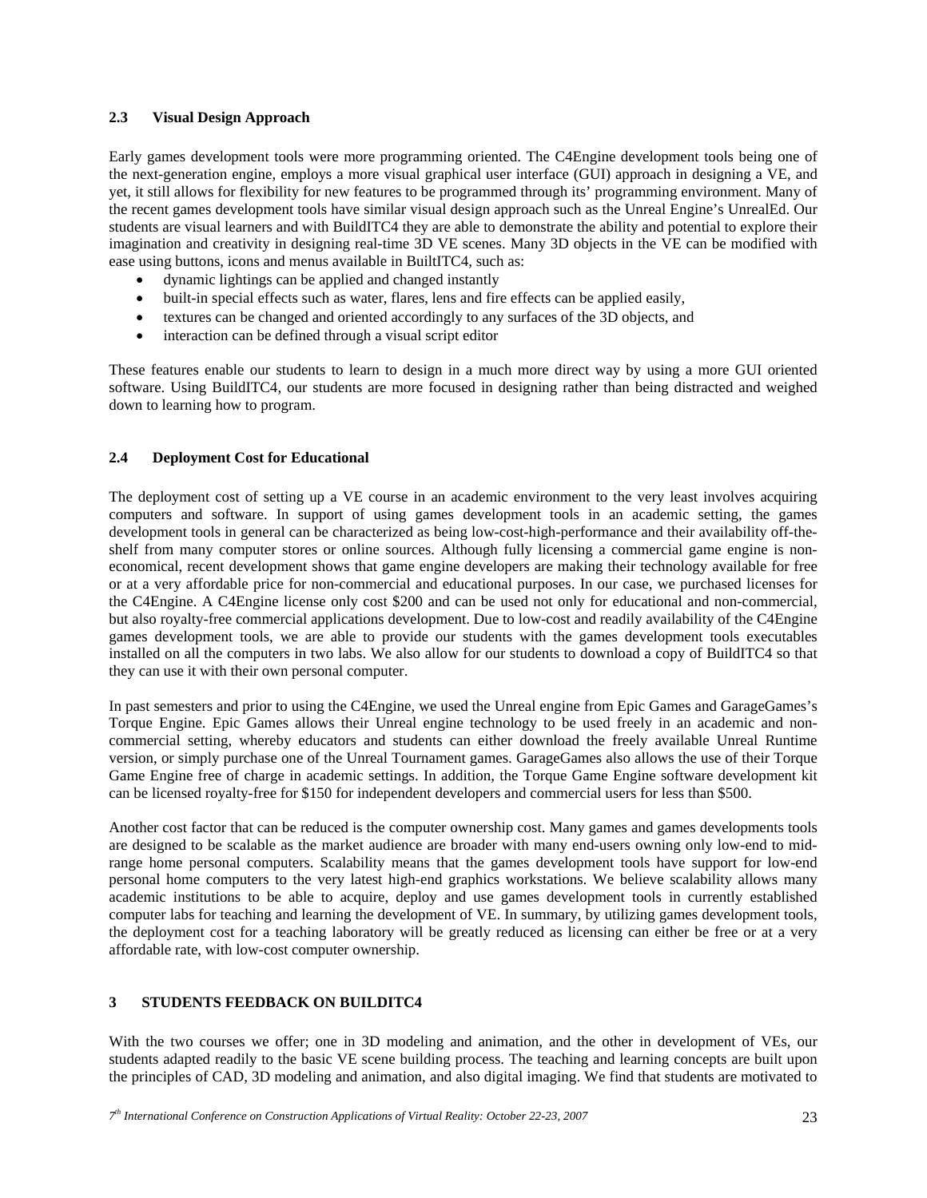### 2.3 Visual Design Approach

Early games development tools were more programming oriented. The C4Engine development tools being one of the next-generation engine, employs a more visual graphical user interface (GUI) approach in designing a VE, and yet, it still allows for flexibility for new features to be programmed through its' programming environment. Many of the recent games development tools have similar visual design approach such as the Unreal Engine's UnrealEd. Our students are visual learners and with BuildITC4 they are able to demonstrate the ability and potential to explore their imagination and creativity in designing real-time 3D VE scenes. Many 3D objects in the VE can be modified with ease using buttons, icons and menus available in BuiltITC4, such as:

- dynamic lightings can be applied and changed instantly
- built-in special effects such as water, flares, lens and fire effects can be applied easily,
- textures can be changed and oriented accordingly to any surfaces of the 3D objects, and
- interaction can be defined through a visual script editor

These features enable our students to learn to design in a much more direct way by using a more GUI oriented software. Using BuildITC4, our students are more focused in designing rather than being distracted and weighed down to learning how to program.

### 2.4 Deployment Cost for Educational

The deployment cost of setting up a VE course in an academic environment to the very least involves acquiring computers and software. In support of using games development tools in an academic setting, the games development tools in general can be characterized as being low-cost-high-performance and their availability off-the-shelf from many computer stores or online sources. Although fully licensing a commercial game engine is non-economical, recent development shows that game engine developers are making their technology available for free or at a very affordable price for non-commercial and educational purposes. In our case, we purchased licenses for the C4Engine. A C4Engine license only cost $200 and can be used not only for educational and non-commercial, but also royalty-free commercial applications development. Due to low-cost and readily availability of the C4Engine games development tools, we are able to provide our students with the games development tools executables installed on all the computers in two labs. We also allow for our students to download a copy of BuildITC4 so that they can use it with their own personal computer.

In past semesters and prior to using the C4Engine, we used the Unreal engine from Epic Games and GarageGames's Torque Engine. Epic Games allows their Unreal engine technology to be used freely in an academic and non-commercial setting, whereby educators and students can either download the freely available Unreal Runtime version, or simply purchase one of the Unreal Tournament games. GarageGames also allows the use of their Torque Game Engine free of charge in academic settings. In addition, the Torque Game Engine software development kit can be licensed royalty-free for $150 for independent developers and commercial users for less than $500.

Another cost factor that can be reduced is the computer ownership cost. Many games and games developments tools are designed to be scalable as the market audience are broader with many end-users owning only low-end to mid-range home personal computers. Scalability means that the games development tools have support for low-end personal home computers to the very latest high-end graphics workstations. We believe scalability allows many academic institutions to be able to acquire, deploy and use games development tools in currently established computer labs for teaching and learning the development of VE. In summary, by utilizing games development tools, the deployment cost for a teaching laboratory will be greatly reduced as licensing can either be free or at a very affordable rate, with low-cost computer ownership.

## 3 STUDENTS FEEDBACK ON BUILDITC4

With the two courses we offer; one in 3D modeling and animation, and the other in development of VEs, our students adapted readily to the basic VE scene building process. The teaching and learning concepts are built upon the principles of CAD, 3D modeling and animation, and also digital imaging. We find that students are motivated to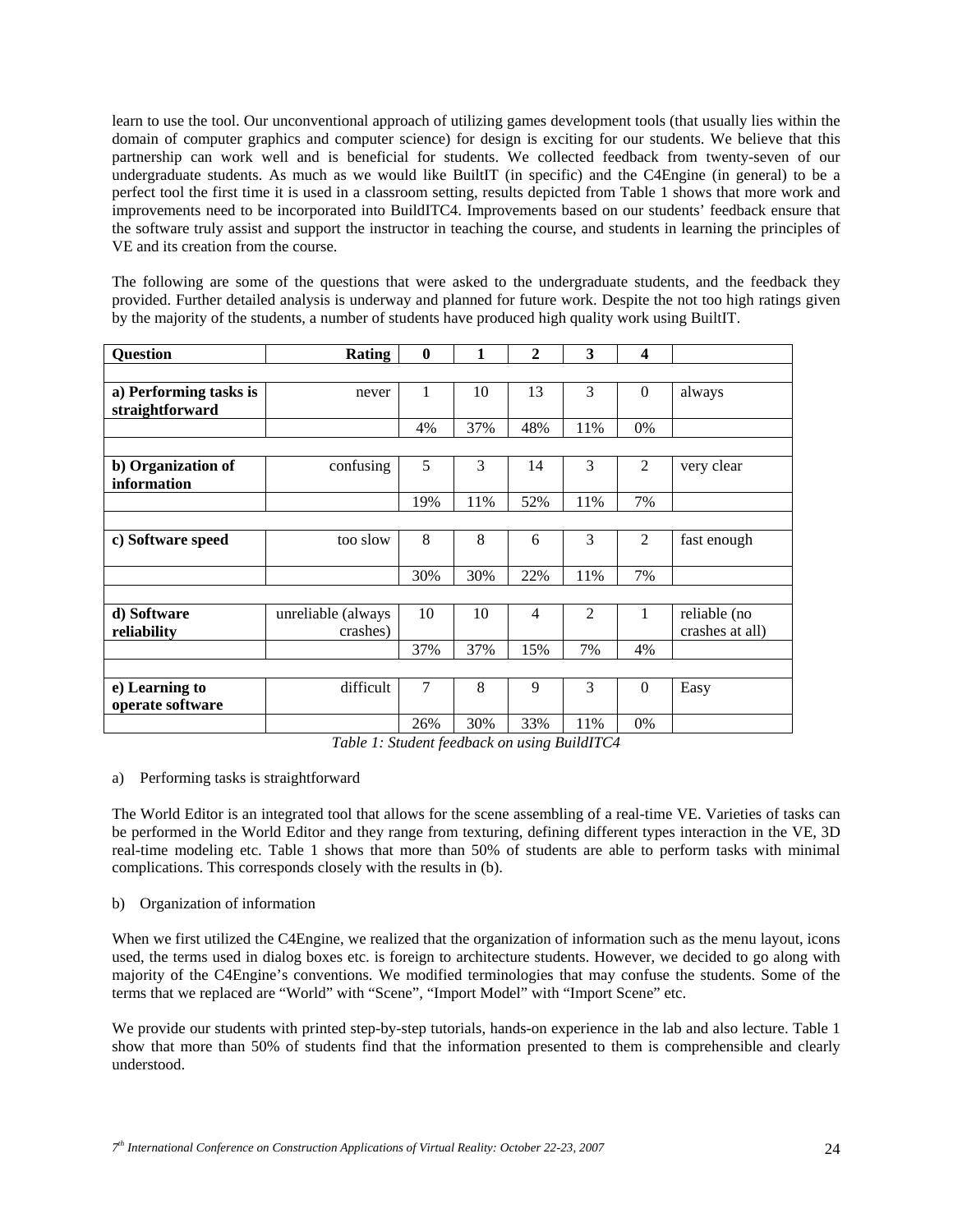learn to use the tool. Our unconventional approach of utilizing games development tools (that usually lies within the domain of computer graphics and computer science) for design is exciting for our students. We believe that this partnership can work well and is beneficial for students. We collected feedback from twenty-seven of our undergraduate students. As much as we would like BuiltIT (in specific) and the C4Engine (in general) to be a perfect tool the first time it is used in a classroom setting, results depicted from Table 1 shows that more work and improvements need to be incorporated into BuildITC4. Improvements based on our students' feedback ensure that the software truly assist and support the instructor in teaching the course, and students in learning the principles of VE and its creation from the course.

The following are some of the questions that were asked to the undergraduate students, and the feedback they provided. Further detailed analysis is underway and planned for future work. Despite the not too high ratings given by the majority of the students, a number of students have produced high quality work using BuiltIT.

| **Question** | **Rating** | **0** | **1** | **2** | **3** | **4** | |
|---|---|---|---|---|---|---|---|
| | | | | | | | |
| **a) Performing tasks is straightforward** | never | 1 | 10 | 13 | 3 | 0 | always |
| | | 4% | 37% | 48% | 11% | 0% | |
| | | | | | | | |
| **b) Organization of information** | confusing | 5 | 3 | 14 | 3 | 2 | very clear |
| | | 19% | 11% | 52% | 11% | 7% | |
| | | | | | | | |
| **c) Software speed** | too slow | 8 | 8 | 6 | 3 | 2 | fast enough |
| | | 30% | 30% | 22% | 11% | 7% | |
| | | | | | | | |
| **d) Software reliability** | unreliable (always crashes) | 10 | 10 | 4 | 2 | 1 | reliable (no crashes at all) |
| | | 37% | 37% | 15% | 7% | 4% | |
| | | | | | | | |
| **e) Learning to operate software** | difficult | 7 | 8 | 9 | 3 | 0 | Easy |
| | | 26% | 30% | 33% | 11% | 0% | |

*Table 1: Student feedback on using BuildITC4*

a) Performing tasks is straightforward

The World Editor is an integrated tool that allows for the scene assembling of a real-time VE. Varieties of tasks can be performed in the World Editor and they range from texturing, defining different types interaction in the VE, 3D real-time modeling etc. Table 1 shows that more than 50% of students are able to perform tasks with minimal complications. This corresponds closely with the results in (b).

b) Organization of information

When we first utilized the C4Engine, we realized that the organization of information such as the menu layout, icons used, the terms used in dialog boxes etc. is foreign to architecture students. However, we decided to go along with majority of the C4Engine's conventions. We modified terminologies that may confuse the students. Some of the terms that we replaced are "World" with "Scene", "Import Model" with "Import Scene" etc.

We provide our students with printed step-by-step tutorials, hands-on experience in the lab and also lecture. Table 1 show that more than 50% of students find that the information presented to them is comprehensible and clearly understood.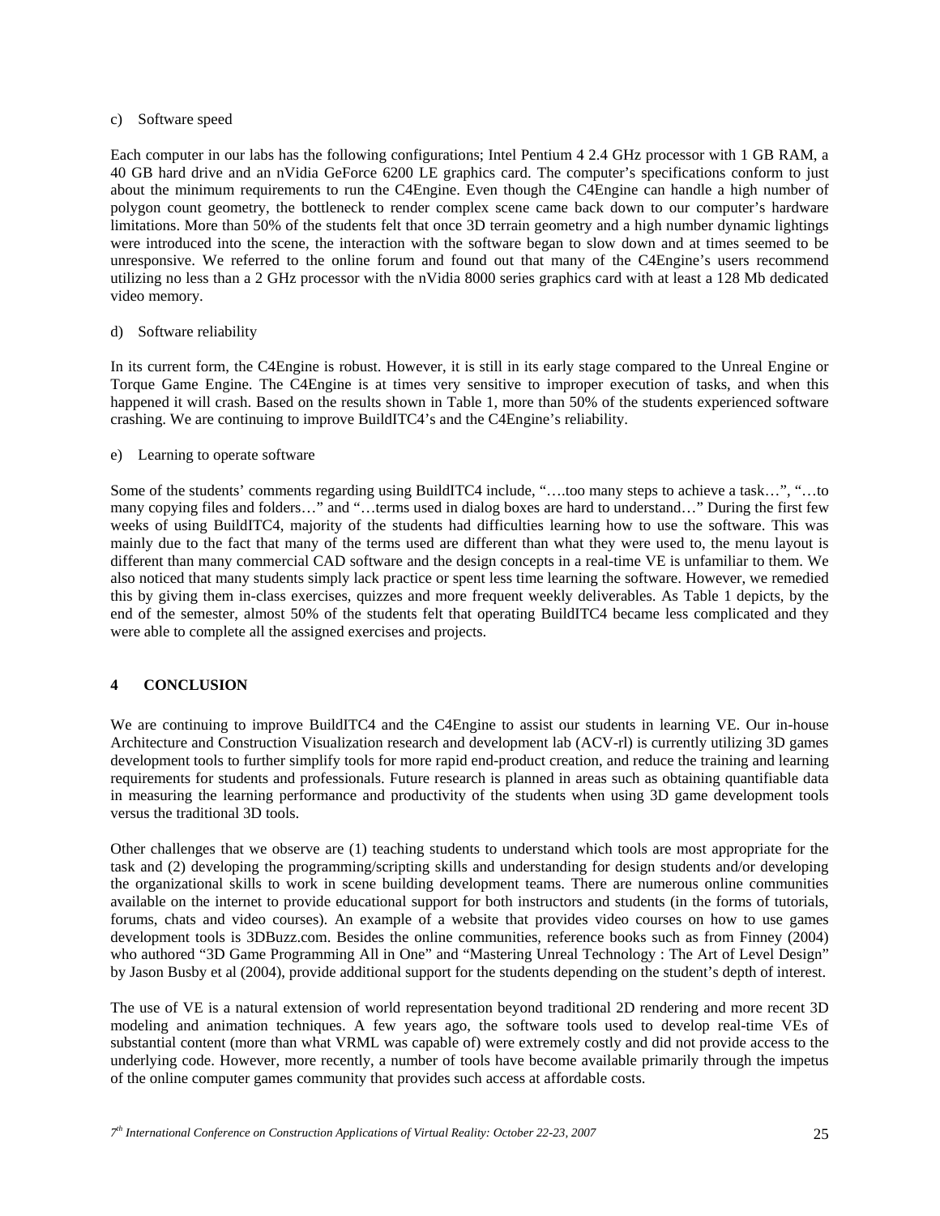c) Software speed

Each computer in our labs has the following configurations; Intel Pentium 4 2.4 GHz processor with 1 GB RAM, a 40 GB hard drive and an nVidia GeForce 6200 LE graphics card. The computer's specifications conform to just about the minimum requirements to run the C4Engine. Even though the C4Engine can handle a high number of polygon count geometry, the bottleneck to render complex scene came back down to our computer's hardware limitations. More than 50% of the students felt that once 3D terrain geometry and a high number dynamic lightings were introduced into the scene, the interaction with the software began to slow down and at times seemed to be unresponsive. We referred to the online forum and found out that many of the C4Engine's users recommend utilizing no less than a 2 GHz processor with the nVidia 8000 series graphics card with at least a 128 Mb dedicated video memory.

d) Software reliability

In its current form, the C4Engine is robust. However, it is still in its early stage compared to the Unreal Engine or Torque Game Engine. The C4Engine is at times very sensitive to improper execution of tasks, and when this happened it will crash. Based on the results shown in Table 1, more than 50% of the students experienced software crashing. We are continuing to improve BuildITC4's and the C4Engine's reliability.

e) Learning to operate software

Some of the students' comments regarding using BuildITC4 include, "….too many steps to achieve a task…", "…to many copying files and folders…" and "…terms used in dialog boxes are hard to understand…" During the first few weeks of using BuildITC4, majority of the students had difficulties learning how to use the software. This was mainly due to the fact that many of the terms used are different than what they were used to, the menu layout is different than many commercial CAD software and the design concepts in a real-time VE is unfamiliar to them. We also noticed that many students simply lack practice or spent less time learning the software. However, we remedied this by giving them in-class exercises, quizzes and more frequent weekly deliverables. As Table 1 depicts, by the end of the semester, almost 50% of the students felt that operating BuildITC4 became less complicated and they were able to complete all the assigned exercises and projects.

## 4 CONCLUSION

We are continuing to improve BuildITC4 and the C4Engine to assist our students in learning VE. Our in-house Architecture and Construction Visualization research and development lab (ACV-rl) is currently utilizing 3D games development tools to further simplify tools for more rapid end-product creation, and reduce the training and learning requirements for students and professionals. Future research is planned in areas such as obtaining quantifiable data in measuring the learning performance and productivity of the students when using 3D game development tools versus the traditional 3D tools.

Other challenges that we observe are (1) teaching students to understand which tools are most appropriate for the task and (2) developing the programming/scripting skills and understanding for design students and/or developing the organizational skills to work in scene building development teams. There are numerous online communities available on the internet to provide educational support for both instructors and students (in the forms of tutorials, forums, chats and video courses). An example of a website that provides video courses on how to use games development tools is 3DBuzz.com. Besides the online communities, reference books such as from Finney (2004) who authored "3D Game Programming All in One" and "Mastering Unreal Technology : The Art of Level Design" by Jason Busby et al (2004), provide additional support for the students depending on the student's depth of interest.

The use of VE is a natural extension of world representation beyond traditional 2D rendering and more recent 3D modeling and animation techniques. A few years ago, the software tools used to develop real-time VEs of substantial content (more than what VRML was capable of) were extremely costly and did not provide access to the underlying code. However, more recently, a number of tools have become available primarily through the impetus of the online computer games community that provides such access at affordable costs.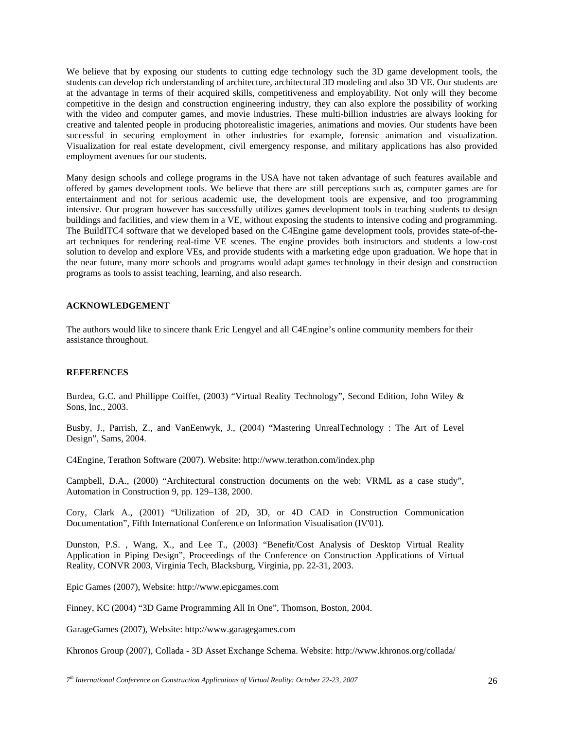We believe that by exposing our students to cutting edge technology such the 3D game development tools, the students can develop rich understanding of architecture, architectural 3D modeling and also 3D VE. Our students are at the advantage in terms of their acquired skills, competitiveness and employability. Not only will they become competitive in the design and construction engineering industry, they can also explore the possibility of working with the video and computer games, and movie industries. These multi-billion industries are always looking for creative and talented people in producing photorealistic imageries, animations and movies. Our students have been successful in securing employment in other industries for example, forensic animation and visualization. Visualization for real estate development, civil emergency response, and military applications has also provided employment avenues for our students.

Many design schools and college programs in the USA have not taken advantage of such features available and offered by games development tools. We believe that there are still perceptions such as, computer games are for entertainment and not for serious academic use, the development tools are expensive, and too programming intensive. Our program however has successfully utilizes games development tools in teaching students to design buildings and facilities, and view them in a VE, without exposing the students to intensive coding and programming. The BuildITC4 software that we developed based on the C4Engine game development tools, provides state-of-the-art techniques for rendering real-time VE scenes. The engine provides both instructors and students a low-cost solution to develop and explore VEs, and provide students with a marketing edge upon graduation. We hope that in the near future, many more schools and programs would adapt games technology in their design and construction programs as tools to assist teaching, learning, and also research.

## ACKNOWLEDGEMENT

The authors would like to sincere thank Eric Lengyel and all C4Engine's online community members for their assistance throughout.

## REFERENCES

Burdea, G.C. and Phillippe Coiffet, (2003) "Virtual Reality Technology", Second Edition, John Wiley & Sons, Inc., 2003.

Busby, J., Parrish, Z., and VanEenwyk, J., (2004) "Mastering UnrealTechnology : The Art of Level Design", Sams, 2004.

C4Engine, Terathon Software (2007). Website: http://www.terathon.com/index.php

Campbell, D.A., (2000) "Architectural construction documents on the web: VRML as a case study", Automation in Construction 9, pp. 129–138, 2000.

Cory, Clark A., (2001) "Utilization of 2D, 3D, or 4D CAD in Construction Communication Documentation", Fifth International Conference on Information Visualisation (IV'01).

Dunston, P.S. , Wang, X., and Lee T., (2003) "Benefit/Cost Analysis of Desktop Virtual Reality Application in Piping Design", Proceedings of the Conference on Construction Applications of Virtual Reality, CONVR 2003, Virginia Tech, Blacksburg, Virginia, pp. 22-31, 2003.

Epic Games (2007), Website: http://www.epicgames.com

Finney, KC (2004) "3D Game Programming All In One", Thomson, Boston, 2004.

GarageGames (2007), Website: http://www.garagegames.com

Khronos Group (2007), Collada - 3D Asset Exchange Schema. Website: http://www.khronos.org/collada/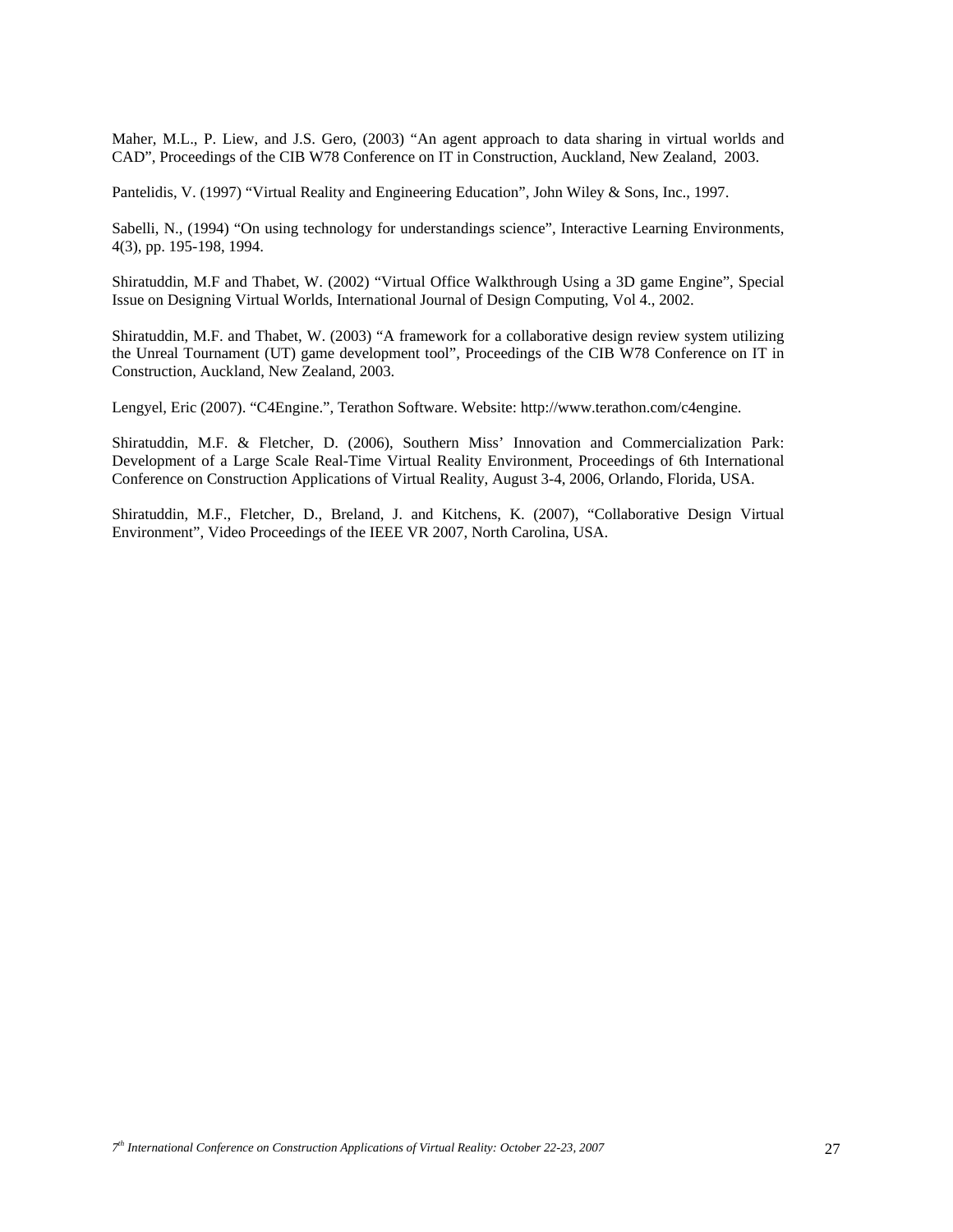Maher, M.L., P. Liew, and J.S. Gero, (2003) "An agent approach to data sharing in virtual worlds and CAD", Proceedings of the CIB W78 Conference on IT in Construction, Auckland, New Zealand, 2003.

Pantelidis, V. (1997) "Virtual Reality and Engineering Education", John Wiley & Sons, Inc., 1997.

Sabelli, N., (1994) "On using technology for understandings science", Interactive Learning Environments, 4(3), pp. 195-198, 1994.

Shiratuddin, M.F and Thabet, W. (2002) "Virtual Office Walkthrough Using a 3D game Engine", Special Issue on Designing Virtual Worlds, International Journal of Design Computing, Vol 4., 2002.

Shiratuddin, M.F. and Thabet, W. (2003) "A framework for a collaborative design review system utilizing the Unreal Tournament (UT) game development tool", Proceedings of the CIB W78 Conference on IT in Construction, Auckland, New Zealand, 2003.

Lengyel, Eric (2007). "C4Engine.", Terathon Software. Website: http://www.terathon.com/c4engine.

Shiratuddin, M.F. & Fletcher, D. (2006), Southern Miss' Innovation and Commercialization Park: Development of a Large Scale Real-Time Virtual Reality Environment, Proceedings of 6th International Conference on Construction Applications of Virtual Reality, August 3-4, 2006, Orlando, Florida, USA.

Shiratuddin, M.F., Fletcher, D., Breland, J. and Kitchens, K. (2007), "Collaborative Design Virtual Environment", Video Proceedings of the IEEE VR 2007, North Carolina, USA.